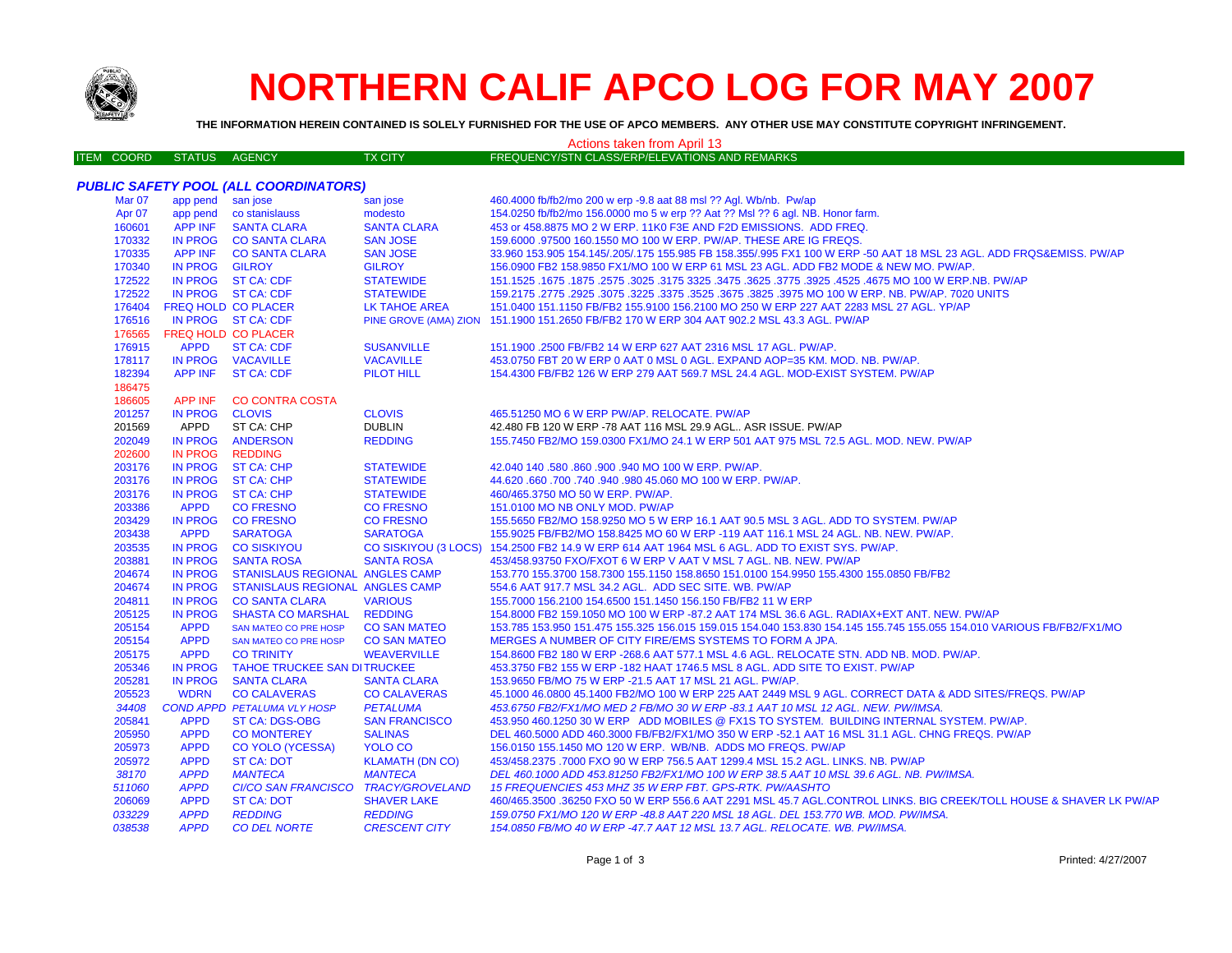# NORTHERN CALIF APCO LOG FOR MAY 2007

**THE INFORMATION HEREIN CONTAINED IS SOLELY FURNISHED FOR THE USE OF APCO MEMBERS. ANY OTHER USE MAY CONSTITUTE COPYRIGHT INFRINGEMENT.**

Actions taken from April 13

| ITEM COORD | STATUS | AGENCY | TX CITY | FREQUENCY/STN CLASS/ERP/ELEVATIONS AND REMARKS |
|---|---|---|---|---|
| ***PUBLIC SAFETY POOL (ALL COORDINATORS)*** | | | | |
| Mar 07 | app pend | san jose | san jose | 460.4000 fb/fb2/mo 200 w erp -9.8 aat 88 msl ?? Agl. Wb/nb. Pw/ap |
| Apr 07 | app pend | co stanislauss | modesto | 154.0250 fb/fb2/mo 156.0000 mo 5 w erp ?? Aat ?? Msl ?? 6 agl. NB. Honor farm. |
| 160601 | APP INF | SANTA CLARA | SANTA CLARA | 453 or 458.8875 MO 2 W ERP. 11K0 F3E AND F2D EMISSIONS. ADD FREQ. |
| 170332 | IN PROG | CO SANTA CLARA | SAN JOSE | 159.6000 .97500 160.1550 MO 100 W ERP. PW/AP. THESE ARE IG FREQS. |
| 170335 | APP INF | CO SANTA CLARA | SAN JOSE | 33.960 153.905 154.145/.205/.175 155.985 FB 158.355/.995 FX1 100 W ERP -50 AAT 18 MSL 23 AGL. ADD FRQS&EMISS. PW/AP |
| 170340 | IN PROG | GILROY | GILROY | 156.0900 FB2 158.9850 FX1/MO 100 W ERP 61 MSL 23 AGL. ADD FB2 MODE & NEW MO. PW/AP. |
| 172522 | IN PROG | ST CA: CDF | STATEWIDE | 151.1525 .1675 .1875 .2575 .3025 .3175 3325 .3475 .3625 .3775 .3925 .4525 .4675 MO 100 W ERP.NB. PW/AP |
| 172522 | IN PROG | ST CA: CDF | STATEWIDE | 159.2175 .2775 .2925 .3075 .3225 .3375 .3525 .3675 .3825 .3975 MO 100 W ERP. NB. PW/AP. 7020 UNITS |
| 176404 | FREQ HOLD | CO PLACER | LK TAHOE AREA | 151.0400 151.1150 FB/FB2 155.9100 156.2100 MO 250 W ERP 227 AAT 2283 MSL 27 AGL. YP/AP |
| 176516 | IN PROG | ST CA: CDF | PINE GROVE (AMA) ZION | 151.1900 151.2650 FB/FB2 170 W ERP 304 AAT 902.2 MSL 43.3 AGL. PW/AP |
| 176565 | FREQ HOLD | CO PLACER | | |
| 176915 | APPD | ST CA: CDF | SUSANVILLE | 151.1900 .2500 FB/FB2 14 W ERP 627 AAT 2316 MSL 17 AGL. PW/AP. |
| 178117 | IN PROG | VACAVILLE | VACAVILLE | 453.0750 FBT 20 W ERP 0 AAT 0 MSL 0 AGL. EXPAND AOP=35 KM. MOD. NB. PW/AP. |
| 182394 | APP INF | ST CA: CDF | PILOT HILL | 154.4300 FB/FB2 126 W ERP 279 AAT 569.7 MSL 24.4 AGL. MOD-EXIST SYSTEM. PW/AP |
| 186475 | | | | |
| 186605 | APP INF | CO CONTRA COSTA | | |
| 201257 | IN PROG | CLOVIS | CLOVIS | 465.51250 MO 6 W ERP PW/AP. RELOCATE. PW/AP |
| 201569 | APPD | ST CA: CHP | DUBLIN | 42.480 FB 120 W ERP -78 AAT 116 MSL 29.9 AGL.. ASR ISSUE. PW/AP |
| 202049 | IN PROG | ANDERSON | REDDING | 155.7450 FB2/MO 159.0300 FX1/MO 24.1 W ERP 501 AAT 975 MSL 72.5 AGL. MOD. NEW. PW/AP |
| 202600 | IN PROG | REDDING | | |
| 203176 | IN PROG | ST CA: CHP | STATEWIDE | 42.040 140 .580 .860 .900 .940 MO 100 W ERP. PW/AP. |
| 203176 | IN PROG | ST CA: CHP | STATEWIDE | 44.620 .660 .700 .740 .940 .980 45.060 MO 100 W ERP. PW/AP. |
| 203176 | IN PROG | ST CA: CHP | STATEWIDE | 460/465.3750 MO 50 W ERP. PW/AP. |
| 203386 | APPD | CO FRESNO | CO FRESNO | 151.0100 MO NB ONLY MOD. PW/AP |
| 203429 | IN PROG | CO FRESNO | CO FRESNO | 155.5650 FB2/MO 158.9250 MO 5 W ERP 16.1 AAT 90.5 MSL 3 AGL. ADD TO SYSTEM. PW/AP |
| 203438 | APPD | SARATOGA | SARATOGA | 155.9025 FB/FB2/MO 158.8425 MO 60 W ERP -119 AAT 116.1 MSL 24 AGL. NB. NEW. PW/AP. |
| 203535 | IN PROG | CO SISKIYOU | CO SISKIYOU (3 LOCS) | 154.2500 FB2 14.9 W ERP 614 AAT 1964 MSL 6 AGL. ADD TO EXIST SYS. PW/AP. |
| 203881 | IN PROG | SANTA ROSA | SANTA ROSA | 453/458.93750 FXO/FXOT 6 W ERP V AAT V MSL 7 AGL. NB. NEW. PW/AP |
| 204674 | IN PROG | STANISLAUS REGIONAL | ANGLES CAMP | 153.770 155.3700 158.7300 155.1150 158.8650 151.0100 154.9950 155.4300 155.0850 FB/FB2 |
| 204674 | IN PROG | STANISLAUS REGIONAL | ANGLES CAMP | 554.6 AAT 917.7 MSL 34.2 AGL. ADD SEC SITE. WB. PW/AP |
| 204811 | IN PROG | CO SANTA CLARA | VARIOUS | 155.7000 156.2100 154.6500 151.1450 156.150 FB/FB2 11 W ERP |
| 205125 | IN PROG | SHASTA CO MARSHAL | REDDING | 154.8000 FB2 159.1050 MO 100 W ERP -87.2 AAT 174 MSL 36.6 AGL. RADIAX+EXT ANT. NEW. PW/AP |
| 205154 | APPD | SAN MATEO CO PRE HOSP | CO SAN MATEO | 153.785 153.950 151.475 155.325 156.015 159.015 154.040 153.830 154.145 155.745 155.055 154.010 VARIOUS FB/FB2/FX1/MO |
| 205154 | APPD | SAN MATEO CO PRE HOSP | CO SAN MATEO | MERGES A NUMBER OF CITY FIRE/EMS SYSTEMS TO FORM A JPA. |
| 205175 | APPD | CO TRINITY | WEAVERVILLE | 154.8600 FB2 180 W ERP -268.6 AAT 577.1 MSL 4.6 AGL. RELOCATE STN. ADD NB. MOD. PW/AP. |
| 205346 | IN PROG | TAHOE TRUCKEE SAN DI | TRUCKEE | 453.3750 FB2 155 W ERP -182 HAAT 1746.5 MSL 8 AGL. ADD SITE TO EXIST. PW/AP |
| 205281 | IN PROG | SANTA CLARA | SANTA CLARA | 153.9650 FB/MO 75 W ERP -21.5 AAT 17 MSL 21 AGL. PW/AP. |
| 205523 | WDRN | CO CALAVERAS | CO CALAVERAS | 45.1000 46.0800 45.1400 FB2/MO 100 W ERP 225 AAT 2449 MSL 9 AGL. CORRECT DATA & ADD SITES/FREQS. PW/AP |
| *34408* | *COND APPD* | *PETALUMA VLY HOSP* | *PETALUMA* | *453.6750 FB2/FX1/MO MED 2 FB/MO 30 W ERP -83.1 AAT 10 MSL 12 AGL. NEW. PW/IMSA.* |
| 205841 | APPD | ST CA: DGS-OBG | SAN FRANCISCO | 453.950 460.1250 30 W ERP ADD MOBILES @ FX1S TO SYSTEM. BUILDING INTERNAL SYSTEM. PW/AP. |
| 205950 | APPD | CO MONTEREY | SALINAS | DEL 460.5000 ADD 460.3000 FB/FB2/FX1/MO 350 W ERP -52.1 AAT 16 MSL 31.1 AGL. CHNG FREQS. PW/AP |
| 205973 | APPD | CO YOLO (YCESSA) | YOLO CO | 156.0150 155.1450 MO 120 W ERP. WB/NB. ADDS MO FREQS. PW/AP |
| 205972 | APPD | ST CA: DOT | KLAMATH (DN CO) | 453/458.2375 .7000 FXO 90 W ERP 756.5 AAT 1299.4 MSL 15.2 AGL. LINKS. NB. PW/AP |
| *38170* | *APPD* | *MANTECA* | *MANTECA* | *DEL 460.1000 ADD 453.81250 FB2/FX1/MO 100 W ERP 38.5 AAT 10 MSL 39.6 AGL. NB. PW/IMSA.* |
| *511060* | *APPD* | *CI/CO SAN FRANCISCO* | *TRACY/GROVELAND* | *15 FREQUENCIES 453 MHZ 35 W ERP FBT. GPS-RTK. PW/AASHTO* |
| 206069 | APPD | ST CA: DOT | SHAVER LAKE | 460/465.3500 .36250 FXO 50 W ERP 556.6 AAT 2291 MSL 45.7 AGL.CONTROL LINKS. BIG CREEK/TOLL HOUSE & SHAVER LK PW/AP |
| *033229* | *APPD* | *REDDING* | *REDDING* | *159.0750 FX1/MO 120 W ERP -48.8 AAT 220 MSL 18 AGL. DEL 153.770 WB. MOD. PW/IMSA.* |
| *038538* | *APPD* | *CO DEL NORTE* | *CRESCENT CITY* | *154.0850 FB/MO 40 W ERP -47.7 AAT 12 MSL 13.7 AGL. RELOCATE. WB. PW/IMSA.* |

Printed: 4/27/2007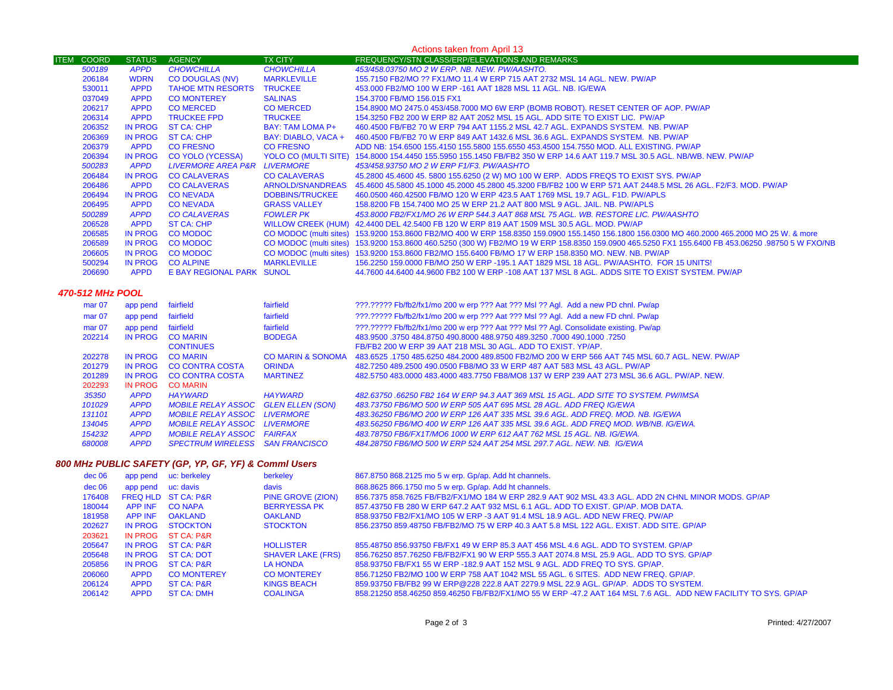Actions taken from April 13

| ITEM | COORD | STATUS | AGENCY | TX CITY | FREQUENCY/STN CLASS/ERP/ELEVATIONS AND REMARKS |
|---|---|---|---|---|---|
| | *500189* | *APPD* | *CHOWCHILLA* | *CHOWCHILLA* | *453/458.03750 MO 2 W ERP. NB. NEW. PW/AASHTO.* |
| | 206184 | WDRN | CO DOUGLAS (NV) | MARKLEVILLE | 155.7150 FB2/MO ?? FX1/MO 11.4 W ERP 715 AAT 2732 MSL 14 AGL. NEW. PW/AP |
| | 530011 | APPD | TAHOE MTN RESORTS | TRUCKEE | 453.000 FB2/MO 100 W ERP -161 AAT 1828 MSL 11 AGL. NB. IG/EWA |
| | 037049 | APPD | CO MONTEREY | SALINAS | 154.3700 FB/MO 156.015 FX1 |
| | 206217 | APPD | CO MERCED | CO MERCED | 154.8900 MO 2475.0 453/458.7000 MO 6W ERP (BOMB ROBOT). RESET CENTER OF AOP. PW/AP |
| | 206314 | APPD | TRUCKEE FPD | TRUCKEE | 154.3250 FB2 200 W ERP 82 AAT 2052 MSL 15 AGL. ADD SITE TO EXIST LIC. PW/AP |
| | 206352 | IN PROG | ST CA: CHP | BAY: TAM LOMA P+ | 460.4500 FB/FB2 70 W ERP 794 AAT 1155.2 MSL 42.7 AGL. EXPANDS SYSTEM. NB. PW/AP |
| | 206369 | IN PROG | ST CA: CHP | BAY: DIABLO, VACA + | 460.4500 FB/FB2 70 W ERP 849 AAT 1432.6 MSL 36.6 AGL. EXPANDS SYSTEM. NB. PW/AP |
| | 206379 | APPD | CO FRESNO | CO FRESNO | ADD NB: 154.6500 155.4150 155.5800 155.6550 453.4500 154.7550 MOD. ALL EXISTING. PW/AP |
| | 206394 | IN PROG | CO YOLO (YCESSA) | YOLO CO (MULTI SITE) | 154.8000 154.4450 155.5950 155.1450 FB/FB2 350 W ERP 14.6 AAT 119.7 MSL 30.5 AGL. NB/WB. NEW. PW/AP |
| | *500283* | *APPD* | *LIVERMORE AREA P&R* | *LIVERMORE* | *453/458.93750 MO 2 W ERP F1/F3. PW/AASHTO* |
| | 206484 | IN PROG | CO CALAVERAS | CO CALAVERAS | 45.2800 45.4600 45. 5800 155.6250 (2 W) MO 100 W ERP. ADDS FREQS TO EXIST SYS. PW/AP |
| | 206486 | APPD | CO CALAVERAS | ARNOLD/SNANDREAS | 45.4600 45.5800 45.1000 45.2000 45.2800 45.3200 FB/FB2 100 W ERP 571 AAT 2448.5 MSL 26 AGL. F2/F3. MOD. PW/AP |
| | 206494 | IN PROG | CO NEVADA | DOBBINS/TRUCKEE | 460.0500 460.42500 FB/MO 120 W ERP 423.5 AAT 1769 MSL 19.7 AGL. F1D. PW/APLS |
| | 206495 | APPD | CO NEVADA | GRASS VALLEY | 158.8200 FB 154.7400 MO 25 W ERP 21.2 AAT 800 MSL 9 AGL. JAIL. NB. PW/APLS |
| | *500289* | *APPD* | *CO CALAVERAS* | *FOWLER PK* | *453.8000 FB2/FX1/MO 26 W ERP 544.3 AAT 868 MSL 75 AGL. WB. RESTORE LIC. PW/AASHTO* |
| | 206528 | APPD | ST CA: CHP | WILLOW CREEK (HUM) | 42.4400 DEL 42.5400 FB 120 W ERP 819 AAT 1509 MSL 30.5 AGL. MOD. PW/AP |
| | 206585 | IN PROG | CO MODOC | CO MODOC (multi sites) | 153.9200 153.8600 FB2/MO 400 W ERP 158.8350 159.0900 155.1450 156.1800 156.0300 MO 460.2000 465.2000 MO 25 W. & more |
| | 206589 | IN PROG | CO MODOC | CO MODOC (multi sites) | 153.9200 153.8600 460.5250 (300 W) FB2/MO 19 W ERP 158.8350 159.0900 465.5250 FX1 155.6400 FB 453.06250 .98750 5 W FXO/NB |
| | 206605 | IN PROG | CO MODOC | CO MODOC (multi sites) | 153.9200 153.8600 FB2/MO 155.6400 FB/MO 17 W ERP 158.8350 MO. NEW. NB. PW/AP |
| | 500294 | IN PROG | CO ALPINE | MARKLEVILLE | 156.2250 159.0000 FB/MO 250 W ERP -195.1 AAT 1829 MSL 18 AGL. PW/AASHTO. FOR 15 UNITS! |
| | 206690 | APPD | E BAY REGIONAL PARK | SUNOL | 44.7600 44.6400 44.9600 FB2 100 W ERP -108 AAT 137 MSL 8 AGL. ADDS SITE TO EXIST SYSTEM. PW/AP |

### *470-512 MHz POOL*

| ITEM | COORD | STATUS | AGENCY | TX CITY | FREQUENCY/STN CLASS/ERP/ELEVATIONS AND REMARKS |
|---|---|---|---|---|---|
| | mar 07 | app pend | fairfield | fairfield | ???.????? Fb/fb2/fx1/mo 200 w erp ??? Aat ??? Msl ?? Agl. Add a new PD chnl. Pw/ap |
| | mar 07 | app pend | fairfield | fairfield | ???.????? Fb/fb2/fx1/mo 200 w erp ??? Aat ??? Msl ?? Agl. Add a new FD chnl. Pw/ap |
| | mar 07 | app pend | fairfield | fairfield | ???.????? Fb/fb2/fx1/mo 200 w erp ??? Aat ??? Msl ?? Agl. Consolidate existing. Pw/ap |
| | 202214 | IN PROG | CO MARIN | BODEGA | 483.9500 .3750 484.8750 490.8000 488.9750 489.3250 .7000 490.1000 .7250 |
| | | | CONTINUES | | FB/FB2 200 W ERP 39 AAT 218 MSL 30 AGL. ADD TO EXIST. YP/AP. |
| | 202278 | IN PROG | CO MARIN | CO MARIN & SONOMA | 483.6525 .1750 485.6250 484.2000 489.8500 FB2/MO 200 W ERP 566 AAT 745 MSL 60.7 AGL. NEW. PW/AP |
| | 201279 | IN PROG | CO CONTRA COSTA | ORINDA | 482.7250 489.2500 490.0500 FB8/MO 33 W ERP 487 AAT 583 MSL 43 AGL. PW/AP |
| | 201289 | IN PROG | CO CONTRA COSTA | MARTINEZ | 482.5750 483.0000 483.4000 483.7750 FB8/MO8 137 W ERP 239 AAT 273 MSL 36.6 AGL. PW/AP. NEW. |
| | 202293 | IN PROG | CO MARIN | | |
| | *35350* | *APPD* | *HAYWARD* | *HAYWARD* | *482.63750 .66250 FB2 164 W ERP 94.3 AAT 369 MSL 15 AGL. ADD SITE TO SYSTEM. PW/IMSA* |
| | *101029* | *APPD* | *MOBILE RELAY ASSOC* | *GLEN ELLEN (SON)* | *483.73750 FB6/MO 500 W ERP 505 AAT 695 MSL 28 AGL. ADD FREQ IG/EWA* |
| | *131101* | *APPD* | *MOBILE RELAY ASSOC* | *LIVERMORE* | *483.36250 FB6/MO 200 W ERP 126 AAT 335 MSL 39.6 AGL. ADD FREQ. MOD. NB. IG/EWA* |
| | *134045* | *APPD* | *MOBILE RELAY ASSOC* | *LIVERMORE* | *483.56250 FB6/MO 400 W ERP 126 AAT 335 MSL 39.6 AGL. ADD FREQ MOD. WB/NB. IG/EWA.* |
| | *154232* | *APPD* | *MOBILE RELAY ASSOC* | *FAIRFAX* | *483.78750 FB6/FX1T/MO6 1000 W ERP 612 AAT 762 MSL 15 AGL. NB. IG/EWA.* |
| | *680008* | *APPD* | *SPECTRUM WIRELESS* | *SAN FRANCISCO* | *484.28750 FB6/MO 500 W ERP 524 AAT 254 MSL 297.7 AGL. NEW. NB. IG/EWA* |

### *800 MHz PUBLIC SAFETY (GP, YP, GF, YF) & Comml Users*

| ITEM | COORD | STATUS | AGENCY | TX CITY | FREQUENCY/STN CLASS/ERP/ELEVATIONS AND REMARKS |
|---|---|---|---|---|---|
| | dec 06 | app pend | uc: berkeley | berkeley | 867.8750 868.2125 mo 5 w erp. Gp/ap. Add ht channels. |
| | dec 06 | app pend | uc: davis | davis | 868.8625 866.1750 mo 5 w erp. Gp/ap. Add ht channels. |
| | 176408 | FREQ HLD | ST CA: P&R | PINE GROVE (ZION) | 856.7375 858.7625 FB/FB2/FX1/MO 184 W ERP 282.9 AAT 902 MSL 43.3 AGL. ADD 2N CHNL MINOR MODS. GP/AP |
| | 180044 | APP INF | CO NAPA | BERRYESSA PK | 857.43750 FB 280 W ERP 647.2 AAT 932 MSL 6.1 AGL. ADD TO EXIST. GP/AP. MOB DATA. |
| | 181958 | APP INF | OAKLAND | OAKLAND | 858.93750 FB2/FX1/MO 105 W ERP -3 AAT 91.4 MSL 18.9 AGL. ADD NEW FREQ. PW/AP |
| | 202627 | IN PROG | STOCKTON | STOCKTON | 856.23750 859.48750 FB/FB2/MO 75 W ERP 40.3 AAT 5.8 MSL 122 AGL. EXIST. ADD SITE. GP/AP |
| | 203621 | IN PROG | ST CA: P&R | | |
| | 205647 | IN PROG | ST CA: P&R | HOLLISTER | 855.48750 856.93750 FB/FX1 49 W ERP 85.3 AAT 456 MSL 4.6 AGL. ADD TO SYSTEM. GP/AP |
| | 205648 | IN PROG | ST CA: DOT | SHAVER LAKE (FRS) | 856.76250 857.76250 FB/FB2/FX1 90 W ERP 555.3 AAT 2074.8 MSL 25.9 AGL. ADD TO SYS. GP/AP |
| | 205856 | IN PROG | ST CA: P&R | LA HONDA | 858.93750 FB/FX1 55 W ERP -182.9 AAT 152 MSL 9 AGL. ADD FREQ TO SYS. GP/AP. |
| | 206060 | APPD | CO MONTEREY | CO MONTEREY | 856.71250 FB2/MO 100 W ERP 758 AAT 1042 MSL 55 AGL. 6 SITES. ADD NEW FREQ. GP/AP. |
| | 206124 | APPD | ST CA: P&R | KINGS BEACH | 859.93750 FB/FB2 99 W ERP@228 222.8 AAT 2279.9 MSL 22.9 AGL. GP/AP. ADDS TO SYSTEM. |
| | 206142 | APPD | ST CA: DMH | COALINGA | 858.21250 858.46250 859.46250 FB/FB2/FX1/MO 55 W ERP -47.2 AAT 164 MSL 7.6 AGL. ADD NEW FACILITY TO SYS. GP/AP |

Printed: 4/27/2007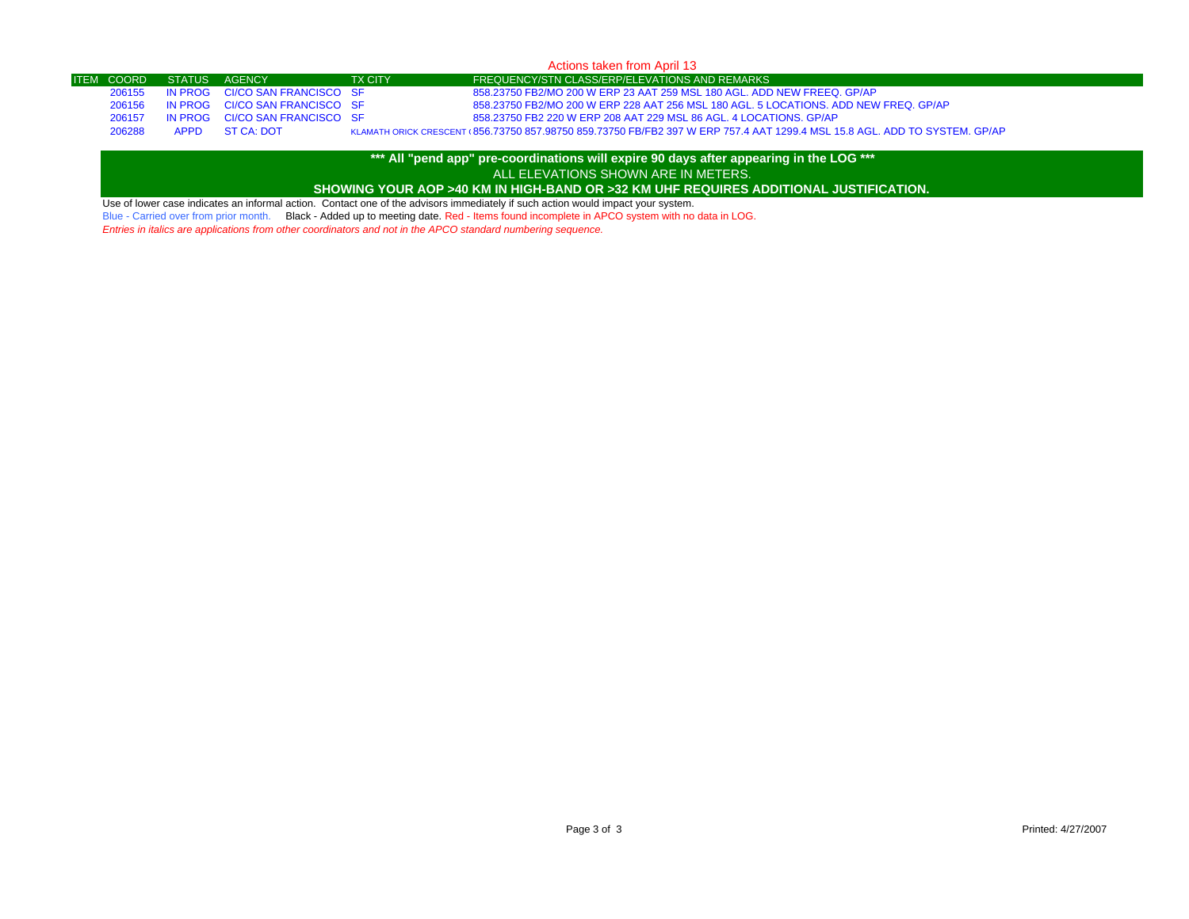Actions taken from April 13

| ITEM | COORD | STATUS | AGENCY | TX CITY | FREQUENCY/STN CLASS/ERP/ELEVATIONS AND REMARKS |
|---|---|---|---|---|---|
| | 206155 | IN PROG | CI/CO SAN FRANCISCO | SF | 858.23750 FB2/MO 200 W ERP 23 AAT 259 MSL 180 AGL. ADD NEW FREEQ. GP/AP |
| | 206156 | IN PROG | CI/CO SAN FRANCISCO | SF | 858.23750 FB2/MO 200 W ERP 228 AAT 256 MSL 180 AGL. 5 LOCATIONS. ADD NEW FREQ. GP/AP |
| | 206157 | IN PROG | CI/CO SAN FRANCISCO | SF | 858.23750 FB2 220 W ERP 208 AAT 229 MSL 86 AGL. 4 LOCATIONS. GP/AP |
| | 206288 | APPD | ST CA: DOT | KLAMATH ORICK CRESCENT ( | 856.73750 857.98750 859.73750 FB/FB2 397 W ERP 757.4 AAT 1299.4 MSL 15.8 AGL. ADD TO SYSTEM. GP/AP |

**\*\*\* All "pend app" pre-coordinations will expire 90 days after appearing in the LOG \*\*\***

ALL ELEVATIONS SHOWN ARE IN METERS.

**SHOWING YOUR AOP >40 KM IN HIGH-BAND OR >32 KM UHF REQUIRES ADDITIONAL JUSTIFICATION.**

Use of lower case indicates an informal action. Contact one of the advisors immediately if such action would impact your system.

Blue - Carried over from prior month. Black - Added up to meeting date. Red - Items found incomplete in APCO system with no data in LOG.

*Entries in italics are applications from other coordinators and not in the APCO standard numbering sequence.*

Printed: 4/27/2007